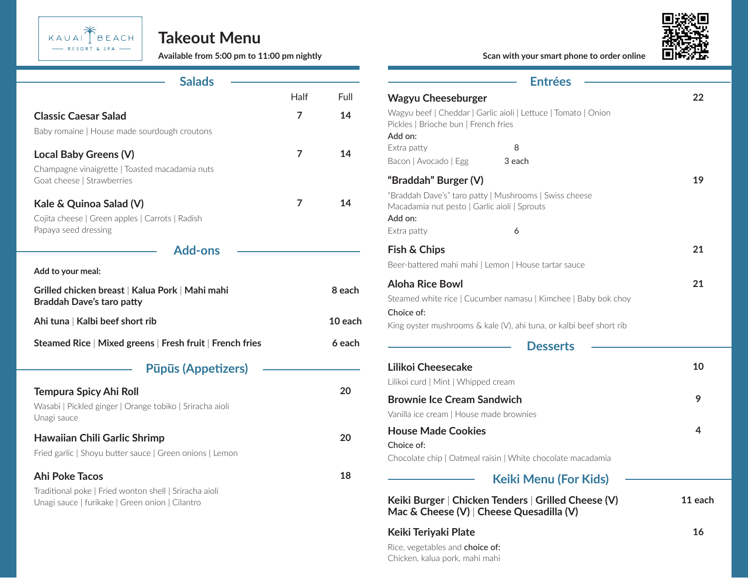KAUAI BEACH RESORT & SPA

# Takeout Menu

**Available from 5:00 pm to 11:00 pm nightly**

**Scan with your smart phone to order online**

## Salads

| | Half | Full |
|---|---|---|
| **Classic Caesar Salad**<br>Baby romaine \| House made sourdough croutons | 7 | 14 |
| **Local Baby Greens (V)**<br>Champagne vinaigrette \| Toasted macadamia nuts<br>Goat cheese \| Strawberries | 7 | 14 |
| **Kale & Quinoa Salad (V)**<br>Cojita cheese \| Green apples \| Carrots \| Radish<br>Papaya seed dressing | 7 | 14 |

## Add-ons

**Add to your meal:**

**Grilled chicken breast** | **Kalua Pork** | **Mahi mahi**
**Braddah Dave's taro patty** — **8 each**

**Ahi tuna** | **Kalbi beef short rib** — **10 each**

**Steamed Rice** | **Mixed greens** | **Fresh fruit** | **French fries** — **6 each**

## Pūpūs (Appetizers)

**Tempura Spicy Ahi Roll** — **20**
Wasabi | Pickled ginger | Orange tobiko | Sriracha aioli
Unagi sauce

**Hawaiian Chili Garlic Shrimp** — **20**
Fried garlic | Shoyu butter sauce | Green onions | Lemon

**Ahi Poke Tacos** — **18**
Traditional poke | Fried wonton shell | Sriracha aioli
Unagi sauce | furikake | Green onion | Cilantro

## Entrées

**Wagyu Cheeseburger** — **22**
Wagyu beef | Cheddar | Garlic aioli | Lettuce | Tomato | Onion
Pickles | Brioche bun | French fries
Add on:
Extra patty 8
Bacon | Avocado | Egg 3 each

**"Braddah" Burger (V)** — **19**
"Braddah Dave's" taro patty | Mushrooms | Swiss cheese
Macadamia nut pesto | Garlic aioli | Sprouts
Add on:
Extra patty 6

**Fish & Chips** — **21**
Beer-battered mahi mahi | Lemon | House tartar sauce

**Aloha Rice Bowl** — **21**
Steamed white rice | Cucumber namasu | Kimchee | Baby bok choy
Choice of:
King oyster mushrooms & kale (V), ahi tuna, or kalbi beef short rib

## Desserts

**Lilikoi Cheesecake** — **10**
Lilikoi curd | Mint | Whipped cream

**Brownie Ice Cream Sandwich** — **9**
Vanilla ice cream | House made brownies

**House Made Cookies** — **4**
Choice of:
Chocolate chip | Oatmeal raisin | White chocolate macadamia

## Keiki Menu (For Kids)

**Keiki Burger** | **Chicken Tenders** | **Grilled Cheese (V)**
**Mac & Cheese (V)** | **Cheese Quesadilla (V)** — **11 each**

**Keiki Teriyaki Plate** — **16**
Rice, vegetables and **choice of:**
Chicken, kalua pork, mahi mahi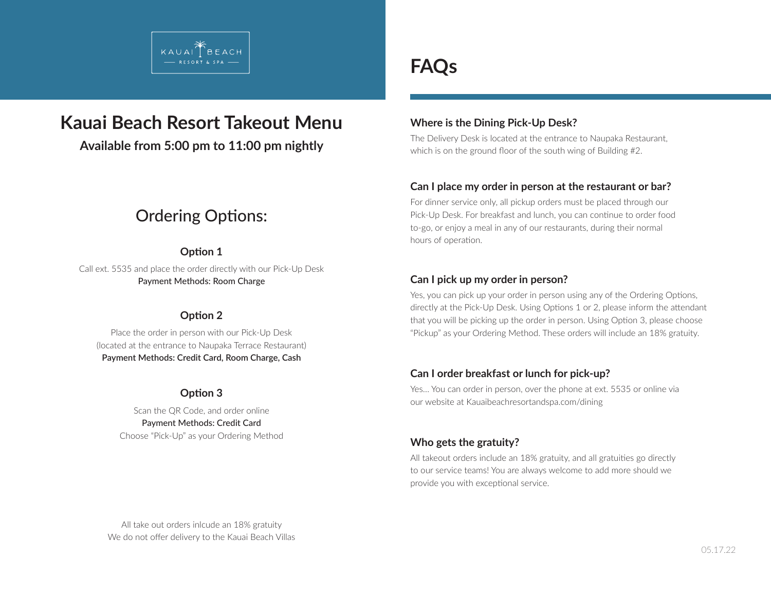KAUAI BEACH
RESORT & SPA

# Kauai Beach Resort Takeout Menu

**Available from 5:00 pm to 11:00 pm nightly**

## Ordering Options:

### Option 1

Call ext. 5535 and place the order directly with our Pick-Up Desk
Payment Methods: Room Charge

### Option 2

Place the order in person with our Pick-Up Desk
(located at the entrance to Naupaka Terrace Restaurant)
**Payment Methods: Credit Card, Room Charge, Cash**

### Option 3

Scan the QR Code, and order online
Payment Methods: Credit Card
Choose "Pick-Up" as your Ordering Method

All take out orders inlcude an 18% gratuity
We do not offer delivery to the Kauai Beach Villas

# FAQs

### Where is the Dining Pick-Up Desk?

The Delivery Desk is located at the entrance to Naupaka Restaurant, which is on the ground floor of the south wing of Building #2.

### Can I place my order in person at the restaurant or bar?

For dinner service only, all pickup orders must be placed through our Pick-Up Desk. For breakfast and lunch, you can continue to order food to-go, or enjoy a meal in any of our restaurants, during their normal hours of operation.

### Can I pick up my order in person?

Yes, you can pick up your order in person using any of the Ordering Options, directly at the Pick-Up Desk. Using Options 1 or 2, please inform the attendant that you will be picking up the order in person. Using Option 3, please choose "Pickup" as your Ordering Method. These orders will include an 18% gratuity.

### Can I order breakfast or lunch for pick-up?

Yes... You can order in person, over the phone at ext. 5535 or online via our website at Kauaibeachresortandspa.com/dining

### Who gets the gratuity?

All takeout orders include an 18% gratuity, and all gratuities go directly to our service teams! You are always welcome to add more should we provide you with exceptional service.

05.17.22